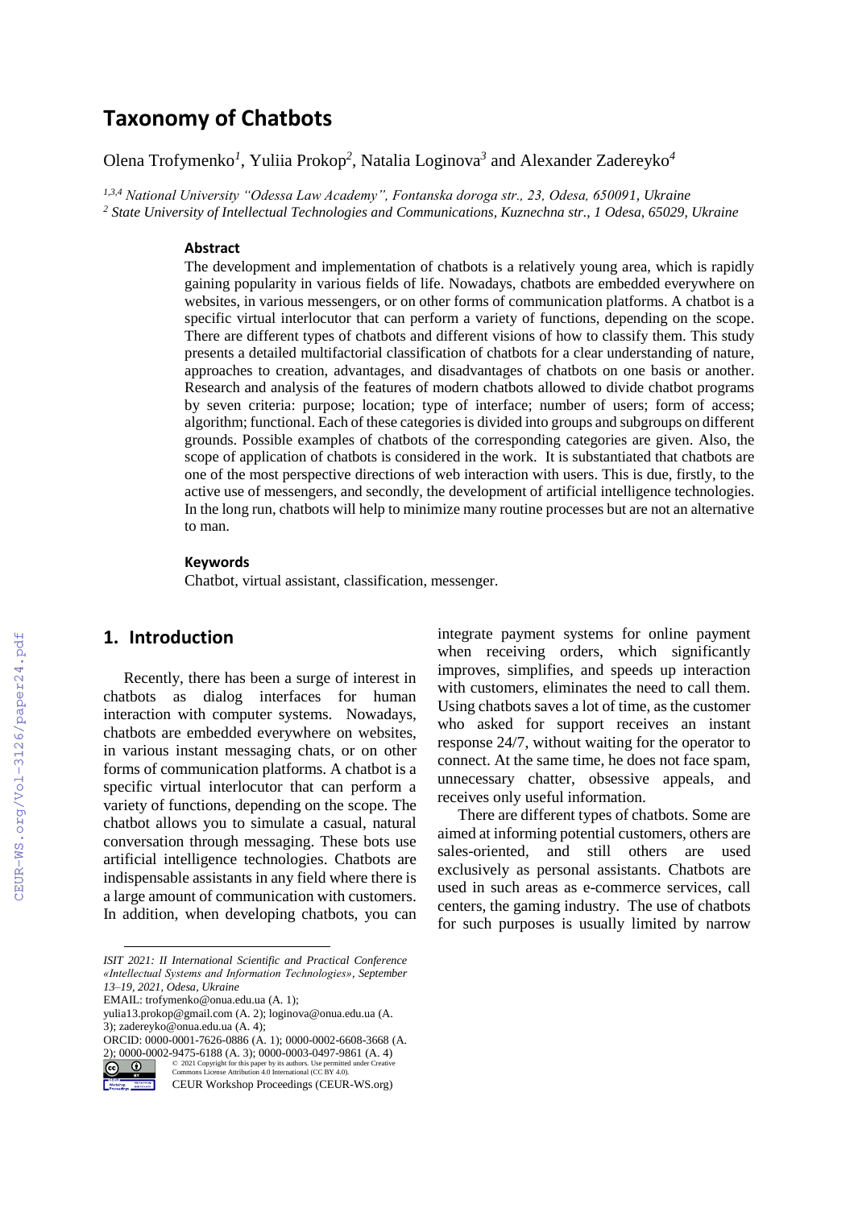# Taxonomy of Chatbots

Olena Trofymenko[1], Yuliia Prokop[2], Natalia Loginova[3] and Alexander Zadereyko[4]

[1,3,4] *National University "Odessa Law Academy", Fontanska doroga str., 23, Odesa, 650091, Ukraine*
[2] *State University of Intellectual Technologies and Communications, Kuznechna str., 1 Odesa, 65029, Ukraine*

### Abstract

The development and implementation of chatbots is a relatively young area, which is rapidly gaining popularity in various fields of life. Nowadays, chatbots are embedded everywhere on websites, in various messengers, or on other forms of communication platforms. A chatbot is a specific virtual interlocutor that can perform a variety of functions, depending on the scope. There are different types of chatbots and different visions of how to classify them. This study presents a detailed multifactorial classification of chatbots for a clear understanding of nature, approaches to creation, advantages, and disadvantages of chatbots on one basis or another. Research and analysis of the features of modern chatbots allowed to divide chatbot programs by seven criteria: purpose; location; type of interface; number of users; form of access; algorithm; functional. Each of these categories is divided into groups and subgroups on different grounds. Possible examples of chatbots of the corresponding categories are given. Also, the scope of application of chatbots is considered in the work. It is substantiated that chatbots are one of the most perspective directions of web interaction with users. This is due, firstly, to the active use of messengers, and secondly, the development of artificial intelligence technologies. In the long run, chatbots will help to minimize many routine processes but are not an alternative to man.

### Keywords

Chatbot, virtual assistant, classification, messenger.

## 1. Introduction

Recently, there has been a surge of interest in chatbots as dialog interfaces for human interaction with computer systems. Nowadays, chatbots are embedded everywhere on websites, in various instant messaging chats, or on other forms of communication platforms. A chatbot is a specific virtual interlocutor that can perform a variety of functions, depending on the scope. The chatbot allows you to simulate a casual, natural conversation through messaging. These bots use artificial intelligence technologies. Chatbots are indispensable assistants in any field where there is a large amount of communication with customers. In addition, when developing chatbots, you can integrate payment systems for online payment when receiving orders, which significantly improves, simplifies, and speeds up interaction with customers, eliminates the need to call them. Using chatbots saves a lot of time, as the customer who asked for support receives an instant response 24/7, without waiting for the operator to connect. At the same time, he does not face spam, unnecessary chatter, obsessive appeals, and receives only useful information.

There are different types of chatbots. Some are aimed at informing potential customers, others are sales-oriented, and still others are used exclusively as personal assistants. Chatbots are used in such areas as e-commerce services, call centers, the gaming industry. The use of chatbots for such purposes is usually limited by narrow

---

*ISIT 2021: II International Scientific and Practical Conference «Intellectual Systems and Information Technologies», September 13–19, 2021, Odesa, Ukraine*
EMAIL: trofymenko@onua.edu.ua (A. 1); yulia13.prokop@gmail.com (A. 2); loginova@onua.edu.ua (A. 3); zadereyko@onua.edu.ua (A. 4);
ORCID: 0000-0001-7626-0886 (A. 1); 0000-0002-6608-3668 (A. 2); 0000-0002-9475-6188 (A. 3); 0000-0003-0497-9861 (A. 4)
© 2021 Copyright for this paper by its authors. Use permitted under Creative Commons License Attribution 4.0 International (CC BY 4.0).
CEUR Workshop Proceedings (CEUR-WS.org)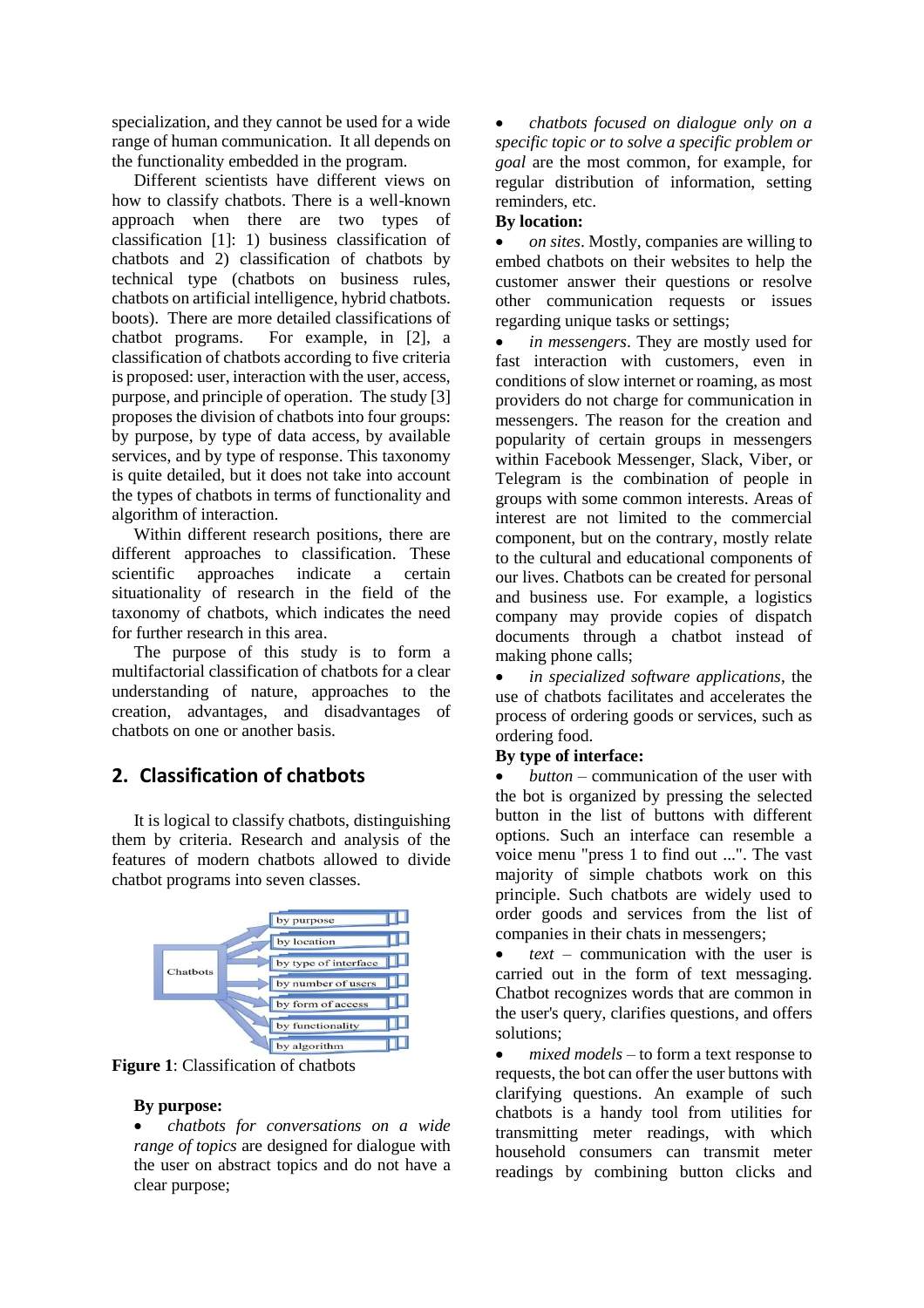specialization, and they cannot be used for a wide range of human communication. It all depends on the functionality embedded in the program.

Different scientists have different views on how to classify chatbots. There is a well-known approach when there are two types of classification [1]: 1) business classification of chatbots and 2) classification of chatbots by technical type (chatbots on business rules, chatbots on artificial intelligence, hybrid chatbots. boots). There are more detailed classifications of chatbot programs. For example, in [2], a classification of chatbots according to five criteria is proposed: user, interaction with the user, access, purpose, and principle of operation. The study [3] proposes the division of chatbots into four groups: by purpose, by type of data access, by available services, and by type of response. This taxonomy is quite detailed, but it does not take into account the types of chatbots in terms of functionality and algorithm of interaction.

Within different research positions, there are different approaches to classification. These scientific approaches indicate a certain situationality of research in the field of the taxonomy of chatbots, which indicates the need for further research in this area.

The purpose of this study is to form a multifactorial classification of chatbots for a clear understanding of nature, approaches to the creation, advantages, and disadvantages of chatbots on one or another basis.

## 2. Classification of chatbots

It is logical to classify chatbots, distinguishing them by criteria. Research and analysis of the features of modern chatbots allowed to divide chatbot programs into seven classes.

Chatbots

by purpose

by location

by type of interface

by number of users

by form of access

by functionality

by algorithm

**Figure 1**: Classification of chatbots

**By purpose:**

- *chatbots for conversations on a wide range of topics* are designed for dialogue with the user on abstract topics and do not have a clear purpose;
- *chatbots focused on dialogue only on a specific topic or to solve a specific problem or goal* are the most common, for example, for regular distribution of information, setting reminders, etc.

**By location:**

- *on sites*. Mostly, companies are willing to embed chatbots on their websites to help the customer answer their questions or resolve other communication requests or issues regarding unique tasks or settings;
- *in messengers*. They are mostly used for fast interaction with customers, even in conditions of slow internet or roaming, as most providers do not charge for communication in messengers. The reason for the creation and popularity of certain groups in messengers within Facebook Messenger, Slack, Viber, or Telegram is the combination of people in groups with some common interests. Areas of interest are not limited to the commercial component, but on the contrary, mostly relate to the cultural and educational components of our lives. Chatbots can be created for personal and business use. For example, a logistics company may provide copies of dispatch documents through a chatbot instead of making phone calls;
- *in specialized software applications*, the use of chatbots facilitates and accelerates the process of ordering goods or services, such as ordering food.

**By type of interface:**

- *button* – communication of the user with the bot is organized by pressing the selected button in the list of buttons with different options. Such an interface can resemble a voice menu "press 1 to find out ...". The vast majority of simple chatbots work on this principle. Such chatbots are widely used to order goods and services from the list of companies in their chats in messengers;
- *text* – communication with the user is carried out in the form of text messaging. Chatbot recognizes words that are common in the user's query, clarifies questions, and offers solutions;
- *mixed models* – to form a text response to requests, the bot can offer the user buttons with clarifying questions. An example of such chatbots is a handy tool from utilities for transmitting meter readings, with which household consumers can transmit meter readings by combining button clicks and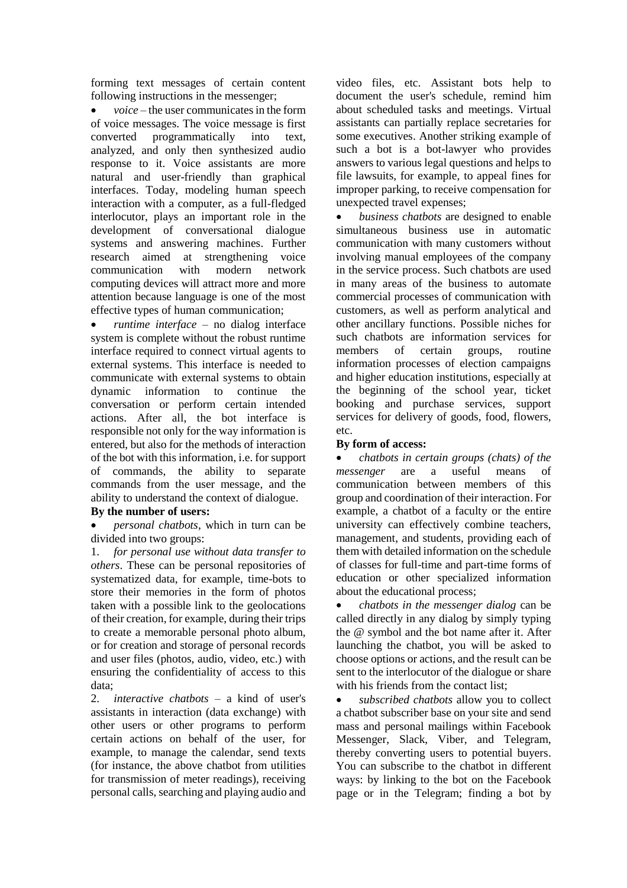forming text messages of certain content following instructions in the messenger;

- *voice* – the user communicates in the form of voice messages. The voice message is first converted programmatically into text, analyzed, and only then synthesized audio response to it. Voice assistants are more natural and user-friendly than graphical interfaces. Today, modeling human speech interaction with a computer, as a full-fledged interlocutor, plays an important role in the development of conversational dialogue systems and answering machines. Further research aimed at strengthening voice communication with modern network computing devices will attract more and more attention because language is one of the most effective types of human communication;
- *runtime interface* – no dialog interface system is complete without the robust runtime interface required to connect virtual agents to external systems. This interface is needed to communicate with external systems to obtain dynamic information to continue the conversation or perform certain intended actions. After all, the bot interface is responsible not only for the way information is entered, but also for the methods of interaction of the bot with this information, i.e. for support of commands, the ability to separate commands from the user message, and the ability to understand the context of dialogue.

**By the number of users:**

- *personal chatbots*, which in turn can be divided into two groups:

1. *for personal use without data transfer to others*. These can be personal repositories of systematized data, for example, time-bots to store their memories in the form of photos taken with a possible link to the geolocations of their creation, for example, during their trips to create a memorable personal photo album, or for creation and storage of personal records and user files (photos, audio, video, etc.) with ensuring the confidentiality of access to this data;
2. *interactive chatbots* – a kind of user's assistants in interaction (data exchange) with other users or other programs to perform certain actions on behalf of the user, for example, to manage the calendar, send texts (for instance, the above chatbot from utilities for transmission of meter readings), receiving personal calls, searching and playing audio and video files, etc. Assistant bots help to document the user's schedule, remind him about scheduled tasks and meetings. Virtual assistants can partially replace secretaries for some executives. Another striking example of such a bot is a bot-lawyer who provides answers to various legal questions and helps to file lawsuits, for example, to appeal fines for improper parking, to receive compensation for unexpected travel expenses;

- *business chatbots* are designed to enable simultaneous business use in automatic communication with many customers without involving manual employees of the company in the service process. Such chatbots are used in many areas of the business to automate commercial processes of communication with customers, as well as perform analytical and other ancillary functions. Possible niches for such chatbots are information services for members of certain groups, routine information processes of election campaigns and higher education institutions, especially at the beginning of the school year, ticket booking and purchase services, support services for delivery of goods, food, flowers, etc.

**By form of access:**

- *chatbots in certain groups (chats) of the messenger* are a useful means of communication between members of this group and coordination of their interaction. For example, a chatbot of a faculty or the entire university can effectively combine teachers, management, and students, providing each of them with detailed information on the schedule of classes for full-time and part-time forms of education or other specialized information about the educational process;
- *chatbots in the messenger dialog* can be called directly in any dialog by simply typing the @ symbol and the bot name after it. After launching the chatbot, you will be asked to choose options or actions, and the result can be sent to the interlocutor of the dialogue or share with his friends from the contact list;
- *subscribed chatbots* allow you to collect a chatbot subscriber base on your site and send mass and personal mailings within Facebook Messenger, Slack, Viber, and Telegram, thereby converting users to potential buyers. You can subscribe to the chatbot in different ways: by linking to the bot on the Facebook page or in the Telegram; finding a bot by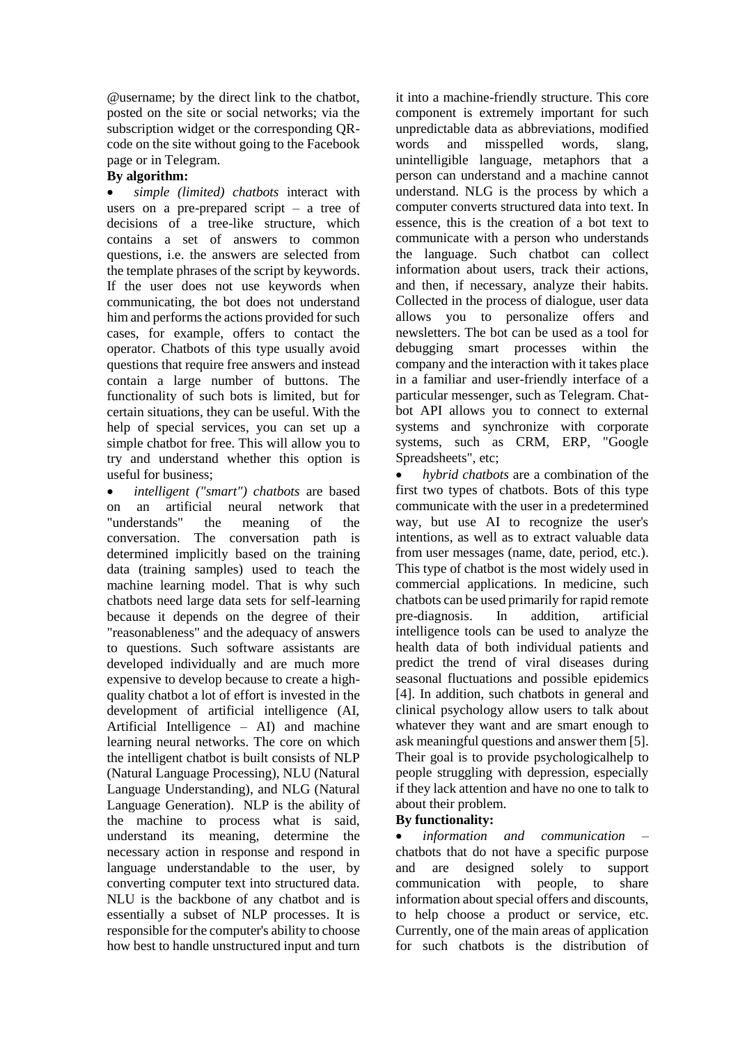@username; by the direct link to the chatbot, posted on the site or social networks; via the subscription widget or the corresponding QR-code on the site without going to the Facebook page or in Telegram.

**By algorithm:**

- *simple (limited) chatbots* interact with users on a pre-prepared script – a tree of decisions of a tree-like structure, which contains a set of answers to common questions, i.e. the answers are selected from the template phrases of the script by keywords. If the user does not use keywords when communicating, the bot does not understand him and performs the actions provided for such cases, for example, offers to contact the operator. Chatbots of this type usually avoid questions that require free answers and instead contain a large number of buttons. The functionality of such bots is limited, but for certain situations, they can be useful. With the help of special services, you can set up a simple chatbot for free. This will allow you to try and understand whether this option is useful for business;
- *intelligent ("smart") chatbots* are based on an artificial neural network that "understands" the meaning of the conversation. The conversation path is determined implicitly based on the training data (training samples) used to teach the machine learning model. That is why such chatbots need large data sets for self-learning because it depends on the degree of their "reasonableness" and the adequacy of answers to questions. Such software assistants are developed individually and are much more expensive to develop because to create a high-quality chatbot a lot of effort is invested in the development of artificial intelligence (AI, Artificial Intelligence – AI) and machine learning neural networks. The core on which the intelligent chatbot is built consists of NLP (Natural Language Processing), NLU (Natural Language Understanding), and NLG (Natural Language Generation). NLP is the ability of the machine to process what is said, understand its meaning, determine the necessary action in response and respond in language understandable to the user, by converting computer text into structured data. NLU is the backbone of any chatbot and is essentially a subset of NLP processes. It is responsible for the computer's ability to choose how best to handle unstructured input and turn it into a machine-friendly structure. This core component is extremely important for such unpredictable data as abbreviations, modified words and misspelled words, slang, unintelligible language, metaphors that a person can understand and a machine cannot understand. NLG is the process by which a computer converts structured data into text. In essence, this is the creation of a bot text to communicate with a person who understands the language. Such chatbot can collect information about users, track their actions, and then, if necessary, analyze their habits. Collected in the process of dialogue, user data allows you to personalize offers and newsletters. The bot can be used as a tool for debugging smart processes within the company and the interaction with it takes place in a familiar and user-friendly interface of a particular messenger, such as Telegram. Chatbot API allows you to connect to external systems and synchronize with corporate systems, such as CRM, ERP, "Google Spreadsheets", etc;
- *hybrid chatbots* are a combination of the first two types of chatbots. Bots of this type communicate with the user in a predetermined way, but use AI to recognize the user's intentions, as well as to extract valuable data from user messages (name, date, period, etc.). This type of chatbot is the most widely used in commercial applications. In medicine, such chatbots can be used primarily for rapid remote pre-diagnosis. In addition, artificial intelligence tools can be used to analyze the health data of both individual patients and predict the trend of viral diseases during seasonal fluctuations and possible epidemics [4]. In addition, such chatbots in general and clinical psychology allow users to talk about whatever they want and are smart enough to ask meaningful questions and answer them [5]. Their goal is to provide psychologicalhelp to people struggling with depression, especially if they lack attention and have no one to talk to about their problem.

**By functionality:**

- *information and communication* – chatbots that do not have a specific purpose and are designed solely to support communication with people, to share information about special offers and discounts, to help choose a product or service, etc. Currently, one of the main areas of application for such chatbots is the distribution of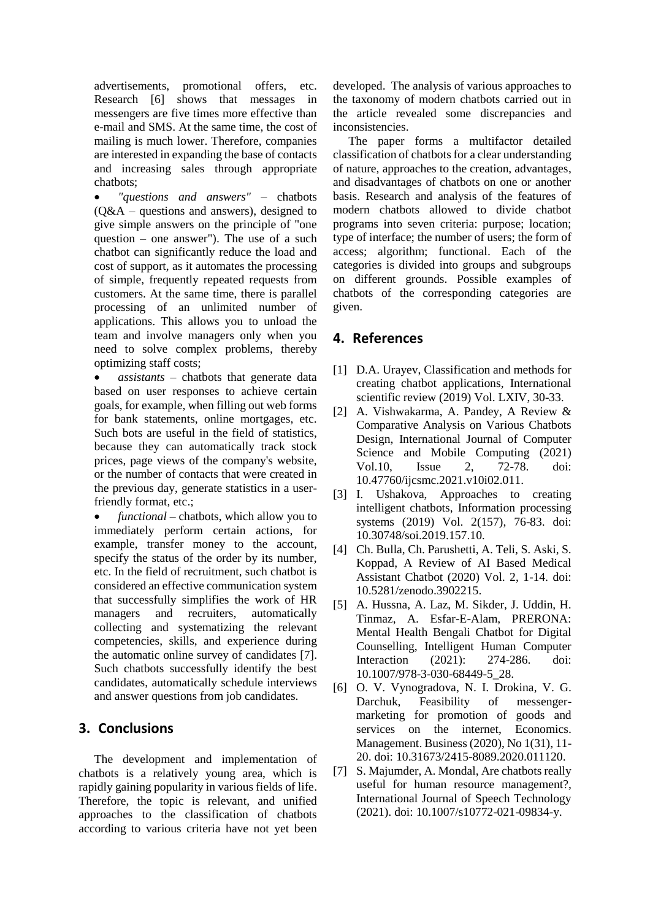advertisements, promotional offers, etc. Research [6] shows that messages in messengers are five times more effective than e-mail and SMS. At the same time, the cost of mailing is much lower. Therefore, companies are interested in expanding the base of contacts and increasing sales through appropriate chatbots;

- *"questions and answers"* – chatbots (Q&A – questions and answers), designed to give simple answers on the principle of "one question – one answer"). The use of a such chatbot can significantly reduce the load and cost of support, as it automates the processing of simple, frequently repeated requests from customers. At the same time, there is parallel processing of an unlimited number of applications. This allows you to unload the team and involve managers only when you need to solve complex problems, thereby optimizing staff costs;
- *assistants* – chatbots that generate data based on user responses to achieve certain goals, for example, when filling out web forms for bank statements, online mortgages, etc. Such bots are useful in the field of statistics, because they can automatically track stock prices, page views of the company's website, or the number of contacts that were created in the previous day, generate statistics in a user-friendly format, etc.;
- *functional* – chatbots, which allow you to immediately perform certain actions, for example, transfer money to the account, specify the status of the order by its number, etc. In the field of recruitment, such chatbot is considered an effective communication system that successfully simplifies the work of HR managers and recruiters, automatically collecting and systematizing the relevant competencies, skills, and experience during the automatic online survey of candidates [7]. Such chatbots successfully identify the best candidates, automatically schedule interviews and answer questions from job candidates.

## 3. Conclusions

The development and implementation of chatbots is a relatively young area, which is rapidly gaining popularity in various fields of life. Therefore, the topic is relevant, and unified approaches to the classification of chatbots according to various criteria have not yet been developed. The analysis of various approaches to the taxonomy of modern chatbots carried out in the article revealed some discrepancies and inconsistencies.

The paper forms a multifactor detailed classification of chatbots for a clear understanding of nature, approaches to the creation, advantages, and disadvantages of chatbots on one or another basis. Research and analysis of the features of modern chatbots allowed to divide chatbot programs into seven criteria: purpose; location; type of interface; the number of users; the form of access; algorithm; functional. Each of the categories is divided into groups and subgroups on different grounds. Possible examples of chatbots of the corresponding categories are given.

## 4. References

[1] D.A. Urayev, Classification and methods for creating chatbot applications, International scientific review (2019) Vol. LXIV, 30-33.

[2] A. Vishwakarma, A. Pandey, A Review & Comparative Analysis on Various Chatbots Design, International Journal of Computer Science and Mobile Computing (2021) Vol.10, Issue 2, 72-78. doi: 10.47760/ijcsmc.2021.v10i02.011.

[3] I. Ushakova, Approaches to creating intelligent chatbots, Information processing systems (2019) Vol. 2(157), 76-83. doi: 10.30748/soi.2019.157.10.

[4] Ch. Bulla, Ch. Parushetti, A. Teli, S. Aski, S. Koppad, A Review of AI Based Medical Assistant Chatbot (2020) Vol. 2, 1-14. doi: 10.5281/zenodo.3902215.

[5] A. Hussna, A. Laz, M. Sikder, J. Uddin, H. Tinmaz, A. Esfar-E-Alam, PRERONA: Mental Health Bengali Chatbot for Digital Counselling, Intelligent Human Computer Interaction (2021): 274-286. doi: 10.1007/978-3-030-68449-5_28.

[6] O. V. Vynogradova, N. I. Drokina, V. G. Darchuk, Feasibility of messenger-marketing for promotion of goods and services on the internet, Economics. Management. Business (2020), No 1(31), 11-20. doi: 10.31673/2415-8089.2020.011120.

[7] S. Majumder, A. Mondal, Are chatbots really useful for human resource management?, International Journal of Speech Technology (2021). doi: 10.1007/s10772-021-09834-y.